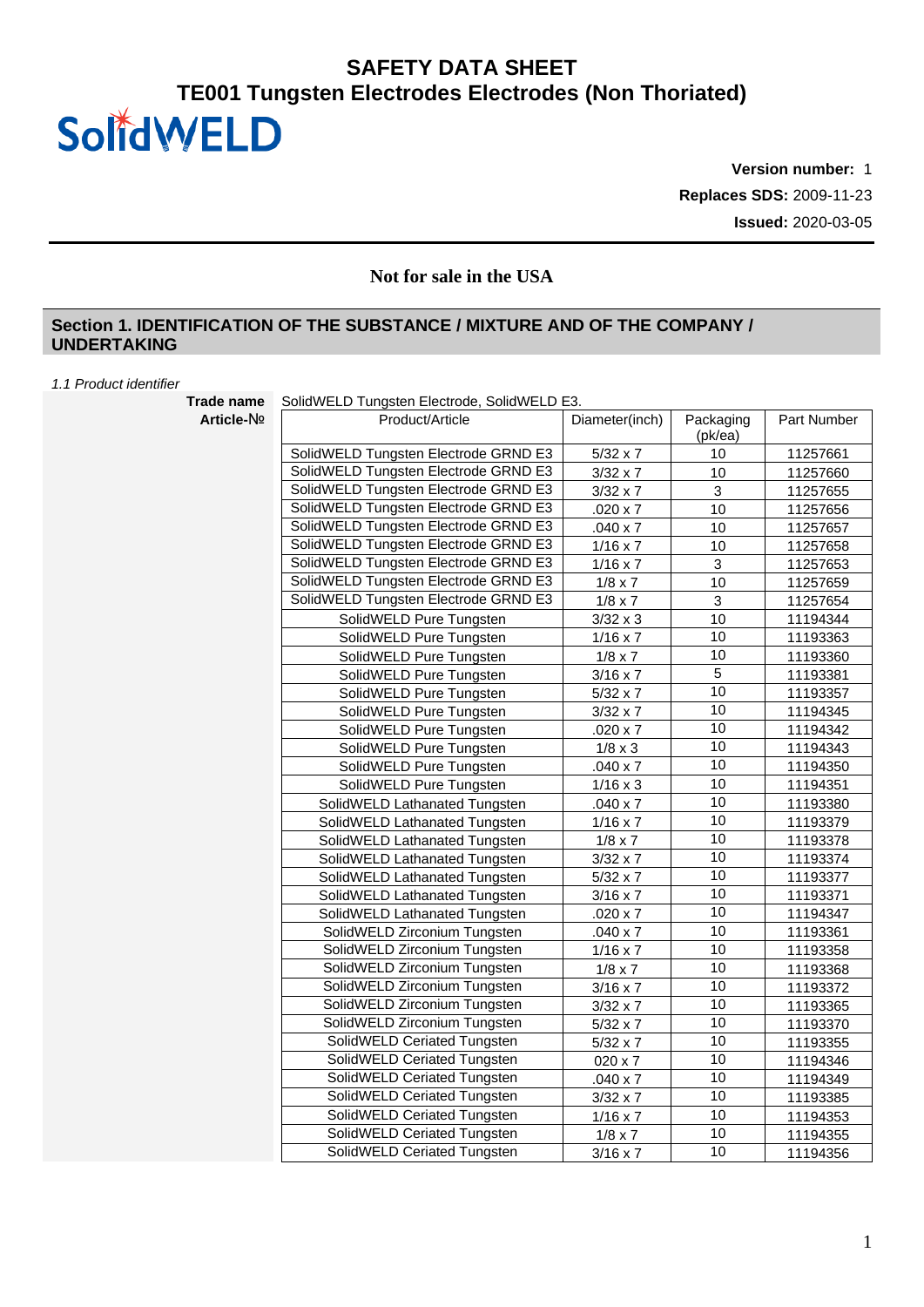# SAFETY DATA SHEET
# TE001 Tungsten Electrodes Electrodes (Non Thoriated)

SolidWELD

**Version number:** 1

**Replaces SDS:** 2009-11-23

**Issued:** 2020-03-05

**Not for sale in the USA**

## Section 1. IDENTIFICATION OF THE SUBSTANCE / MIXTURE AND OF THE COMPANY / UNDERTAKING

*1.1 Product identifier*

**Trade name** SolidWELD Tungsten Electrode, SolidWELD E3.

**Article-№**

| Product/Article | Diameter(inch) | Packaging (pk/ea) | Part Number |
|---|---|---|---|
| SolidWELD Tungsten Electrode GRND E3 | 5/32 x 7 | 10 | 11257661 |
| SolidWELD Tungsten Electrode GRND E3 | 3/32 x 7 | 10 | 11257660 |
| SolidWELD Tungsten Electrode GRND E3 | 3/32 x 7 | 3 | 11257655 |
| SolidWELD Tungsten Electrode GRND E3 | .020 x 7 | 10 | 11257656 |
| SolidWELD Tungsten Electrode GRND E3 | .040 x 7 | 10 | 11257657 |
| SolidWELD Tungsten Electrode GRND E3 | 1/16 x 7 | 10 | 11257658 |
| SolidWELD Tungsten Electrode GRND E3 | 1/16 x 7 | 3 | 11257653 |
| SolidWELD Tungsten Electrode GRND E3 | 1/8 x 7 | 10 | 11257659 |
| SolidWELD Tungsten Electrode GRND E3 | 1/8 x 7 | 3 | 11257654 |
| SolidWELD Pure Tungsten | 3/32 x 3 | 10 | 11194344 |
| SolidWELD Pure Tungsten | 1/16 x 7 | 10 | 11193363 |
| SolidWELD Pure Tungsten | 1/8 x 7 | 10 | 11193360 |
| SolidWELD Pure Tungsten | 3/16 x 7 | 5 | 11193381 |
| SolidWELD Pure Tungsten | 5/32 x 7 | 10 | 11193357 |
| SolidWELD Pure Tungsten | 3/32 x 7 | 10 | 11194345 |
| SolidWELD Pure Tungsten | .020 x 7 | 10 | 11194342 |
| SolidWELD Pure Tungsten | 1/8 x 3 | 10 | 11194343 |
| SolidWELD Pure Tungsten | .040 x 7 | 10 | 11194350 |
| SolidWELD Pure Tungsten | 1/16 x 3 | 10 | 11194351 |
| SolidWELD Lathanated Tungsten | .040 x 7 | 10 | 11193380 |
| SolidWELD Lathanated Tungsten | 1/16 x 7 | 10 | 11193379 |
| SolidWELD Lathanated Tungsten | 1/8 x 7 | 10 | 11193378 |
| SolidWELD Lathanated Tungsten | 3/32 x 7 | 10 | 11193374 |
| SolidWELD Lathanated Tungsten | 5/32 x 7 | 10 | 11193377 |
| SolidWELD Lathanated Tungsten | 3/16 x 7 | 10 | 11193371 |
| SolidWELD Lathanated Tungsten | .020 x 7 | 10 | 11194347 |
| SolidWELD Zirconium Tungsten | .040 x 7 | 10 | 11193361 |
| SolidWELD Zirconium Tungsten | 1/16 x 7 | 10 | 11193358 |
| SolidWELD Zirconium Tungsten | 1/8 x 7 | 10 | 11193368 |
| SolidWELD Zirconium Tungsten | 3/16 x 7 | 10 | 11193372 |
| SolidWELD Zirconium Tungsten | 3/32 x 7 | 10 | 11193365 |
| SolidWELD Zirconium Tungsten | 5/32 x 7 | 10 | 11193370 |
| SolidWELD Ceriated Tungsten | 5/32 x 7 | 10 | 11193355 |
| SolidWELD Ceriated Tungsten | 020 x 7 | 10 | 11194346 |
| SolidWELD Ceriated Tungsten | .040 x 7 | 10 | 11194349 |
| SolidWELD Ceriated Tungsten | 3/32 x 7 | 10 | 11193385 |
| SolidWELD Ceriated Tungsten | 1/16 x 7 | 10 | 11194353 |
| SolidWELD Ceriated Tungsten | 1/8 x 7 | 10 | 11194355 |
| SolidWELD Ceriated Tungsten | 3/16 x 7 | 10 | 11194356 |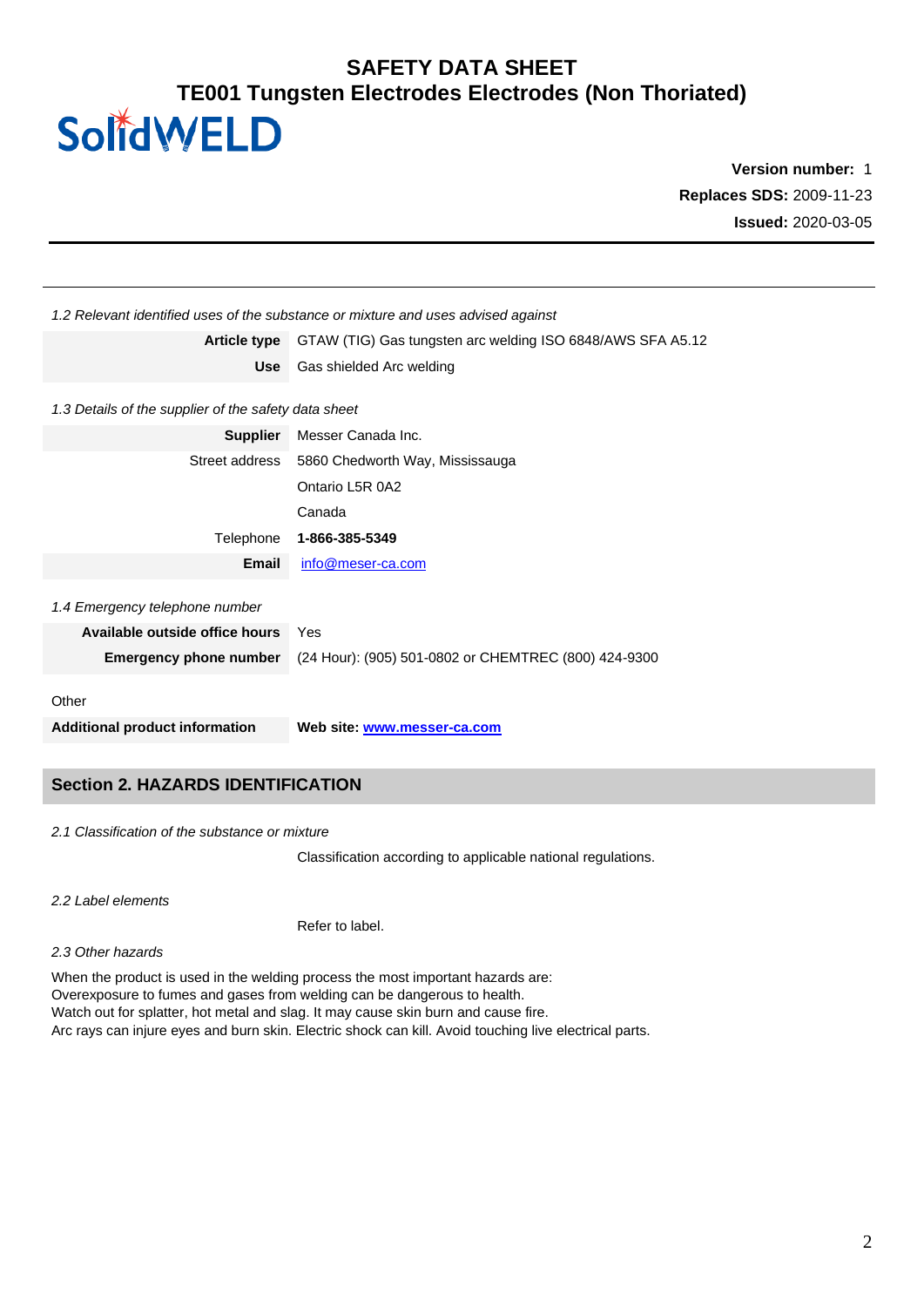# SAFETY DATA SHEET
## TE001 Tungsten Electrodes Electrodes (Non Thoriated)

SolidWELD

**Version number:** 1
**Replaces SDS:** 2009-11-23
**Issued:** 2020-03-05

*1.2 Relevant identified uses of the substance or mixture and uses advised against*

| | |
|---|---|
| **Article type** | GTAW (TIG) Gas tungsten arc welding ISO 6848/AWS SFA A5.12 |
| **Use** | Gas shielded Arc welding |

*1.3 Details of the supplier of the safety data sheet*

| | |
|---|---|
| **Supplier** | Messer Canada Inc. |
| Street address | 5860 Chedworth Way, Mississauga |
| | Ontario L5R 0A2 |
| | Canada |
| Telephone | **1-866-385-5349** |
| **Email** | info@meser-ca.com |

*1.4 Emergency telephone number*

| | |
|---|---|
| **Available outside office hours** | Yes |
| **Emergency phone number** | (24 Hour): (905) 501-0802 or CHEMTREC (800) 424-9300 |

Other

| | |
|---|---|
| **Additional product information** | **Web site: www.messer-ca.com** |

## Section 2. HAZARDS IDENTIFICATION

*2.1 Classification of the substance or mixture*

Classification according to applicable national regulations.

*2.2 Label elements*

Refer to label.

*2.3 Other hazards*

When the product is used in the welding process the most important hazards are:
Overexposure to fumes and gases from welding can be dangerous to health.
Watch out for splatter, hot metal and slag. It may cause skin burn and cause fire.
Arc rays can injure eyes and burn skin. Electric shock can kill. Avoid touching live electrical parts.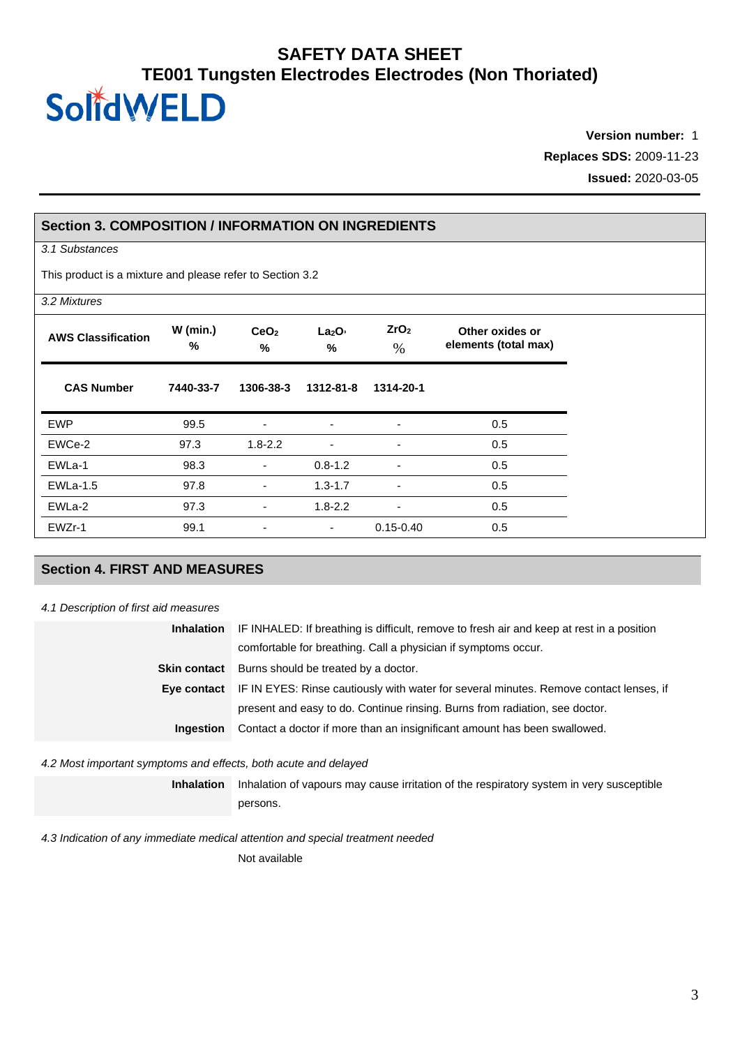## Section 3. COMPOSITION / INFORMATION ON INGREDIENTS

*3.1 Substances*

This product is a mixture and please refer to Section 3.2

*3.2 Mixtures*

| AWS Classification | W (min.) % | $CeO_2$ % | $La_2O_3$ % | $ZrO_2$ % | Other oxides or elements (total max) |
|---|---|---|---|---|---|
| **CAS Number** | **7440-33-7** | **1306-38-3** | **1312-81-8** | **1314-20-1** | |
| EWP | 99.5 | - | - | - | 0.5 |
| EWCe-2 | 97.3 | 1.8-2.2 | - | - | 0.5 |
| EWLa-1 | 98.3 | - | 0.8-1.2 | - | 0.5 |
| EWLa-1.5 | 97.8 | - | 1.3-1.7 | - | 0.5 |
| EWLa-2 | 97.3 | - | 1.8-2.2 | - | 0.5 |
| EWZr-1 | 99.1 | - | - | 0.15-0.40 | 0.5 |

## Section 4. FIRST AND MEASURES

*4.1 Description of first aid measures*

**Inhalation** IF INHALED: If breathing is difficult, remove to fresh air and keep at rest in a position comfortable for breathing. Call a physician if symptoms occur.

**Skin contact** Burns should be treated by a doctor.

**Eye contact** IF IN EYES: Rinse cautiously with water for several minutes. Remove contact lenses, if present and easy to do. Continue rinsing. Burns from radiation, see doctor.

**Ingestion** Contact a doctor if more than an insignificant amount has been swallowed.

*4.2 Most important symptoms and effects, both acute and delayed*

**Inhalation** Inhalation of vapours may cause irritation of the respiratory system in very susceptible persons.

*4.3 Indication of any immediate medical attention and special treatment needed*

Not available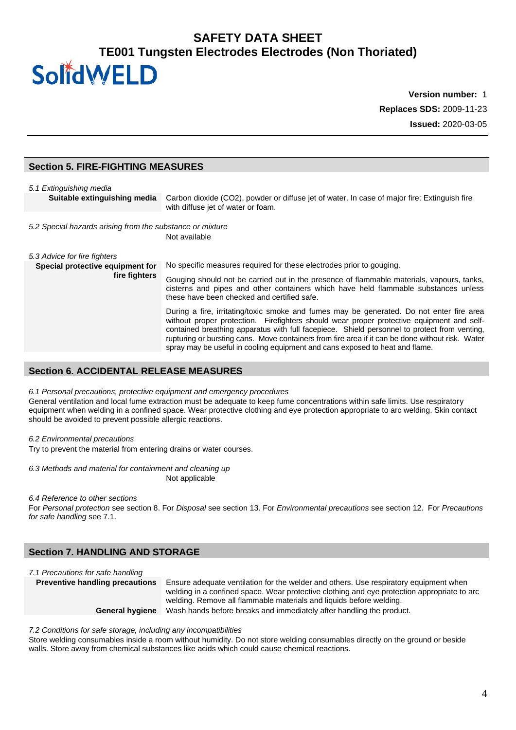## Section 5. FIRE-FIGHTING MEASURES

*5.1 Extinguishing media*

| | |
|---|---|
| **Suitable extinguishing media** | Carbon dioxide (CO2), powder or diffuse jet of water. In case of major fire: Extinguish fire with diffuse jet of water or foam. |

*5.2 Special hazards arising from the substance or mixture*

Not available

*5.3 Advice for fire fighters*

| | |
|---|---|
| **Special protective equipment for fire fighters** | No specific measures required for these electrodes prior to gouging.<br><br>Gouging should not be carried out in the presence of flammable materials, vapours, tanks, cisterns and pipes and other containers which have held flammable substances unless these have been checked and certified safe.<br><br>During a fire, irritating/toxic smoke and fumes may be generated. Do not enter fire area without proper protection. Firefighters should wear proper protective equipment and self-contained breathing apparatus with full facepiece. Shield personnel to protect from venting, rupturing or bursting cans. Move containers from fire area if it can be done without risk. Water spray may be useful in cooling equipment and cans exposed to heat and flame. |

## Section 6. ACCIDENTAL RELEASE MEASURES

*6.1 Personal precautions, protective equipment and emergency procedures*

General ventilation and local fume extraction must be adequate to keep fume concentrations within safe limits. Use respiratory equipment when welding in a confined space. Wear protective clothing and eye protection appropriate to arc welding. Skin contact should be avoided to prevent possible allergic reactions.

*6.2 Environmental precautions*

Try to prevent the material from entering drains or water courses.

*6.3 Methods and material for containment and cleaning up*

Not applicable

*6.4 Reference to other sections*

For *Personal protection* see section 8. For *Disposal* see section 13. For *Environmental precautions* see section 12. For *Precautions for safe handling* see 7.1.

## Section 7. HANDLING AND STORAGE

*7.1 Precautions for safe handling*

| | |
|---|---|
| **Preventive handling precautions** | Ensure adequate ventilation for the welder and others. Use respiratory equipment when welding in a confined space. Wear protective clothing and eye protection appropriate to arc welding. Remove all flammable materials and liquids before welding. |
| **General hygiene** | Wash hands before breaks and immediately after handling the product. |

*7.2 Conditions for safe storage, including any incompatibilities*

Store welding consumables inside a room without humidity. Do not store welding consumables directly on the ground or beside walls. Store away from chemical substances like acids which could cause chemical reactions.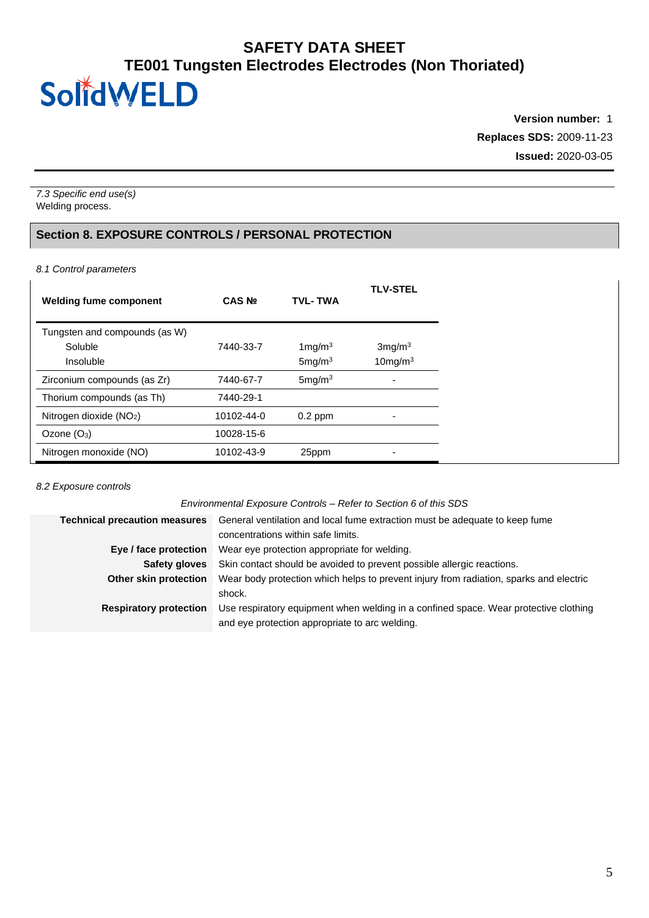*7.3 Specific end use(s)*
Welding process.

## Section 8. EXPOSURE CONTROLS / PERSONAL PROTECTION

*8.1 Control parameters*

| Welding fume component | CAS № | TVL- TWA | TLV-STEL |
|---|---|---|---|
| Tungsten and compounds (as W) | | | |
| Soluble | 7440-33-7 | 1mg/m$^3$ | 3mg/m$^3$ |
| Insoluble | | 5mg/m$^3$ | 10mg/m$^3$ |
| Zirconium compounds (as Zr) | 7440-67-7 | 5mg/m$^3$ | - |
| Thorium compounds (as Th) | 7440-29-1 | | |
| Nitrogen dioxide ($NO_2$) | 10102-44-0 | 0.2 ppm | - |
| Ozone ($O_3$) | 10028-15-6 | | |
| Nitrogen monoxide (NO) | 10102-43-9 | 25ppm | - |

*8.2 Exposure controls*

*Environmental Exposure Controls – Refer to Section 6 of this SDS*

| | |
|---|---|
| **Technical precaution measures** | General ventilation and local fume extraction must be adequate to keep fume concentrations within safe limits. |
| **Eye / face protection** | Wear eye protection appropriate for welding. |
| **Safety gloves** | Skin contact should be avoided to prevent possible allergic reactions. |
| **Other skin protection** | Wear body protection which helps to prevent injury from radiation, sparks and electric shock. |
| **Respiratory protection** | Use respiratory equipment when welding in a confined space. Wear protective clothing and eye protection appropriate to arc welding. |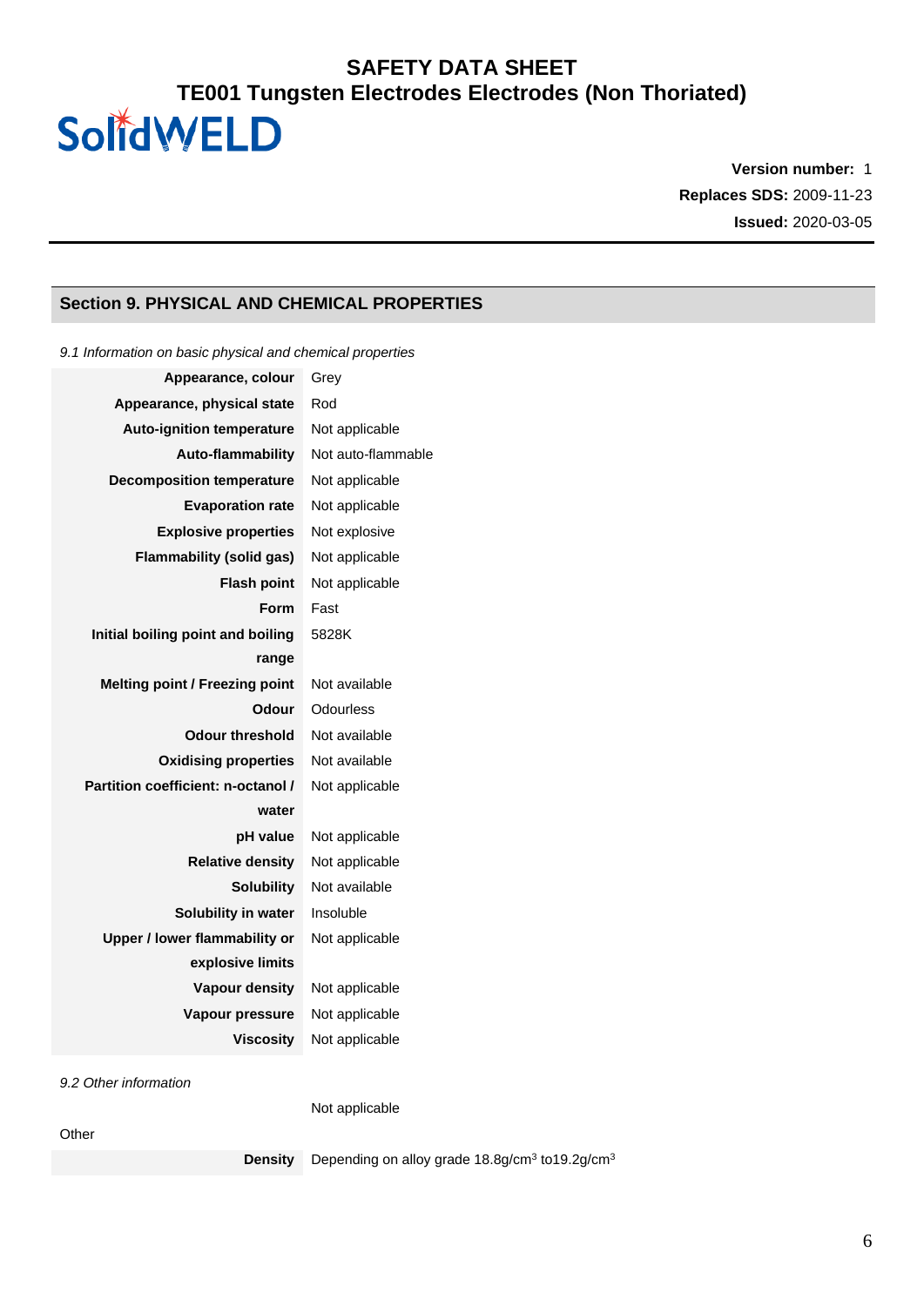# SAFETY DATA SHEET
# TE001 Tungsten Electrodes Electrodes (Non Thoriated)

SolidWELD

**Version number:** 1
**Replaces SDS:** 2009-11-23
**Issued:** 2020-03-05

## Section 9. PHYSICAL AND CHEMICAL PROPERTIES

*9.1 Information on basic physical and chemical properties*

| Property | Value |
|---|---|
| **Appearance, colour** | Grey |
| **Appearance, physical state** | Rod |
| **Auto-ignition temperature** | Not applicable |
| **Auto-flammability** | Not auto-flammable |
| **Decomposition temperature** | Not applicable |
| **Evaporation rate** | Not applicable |
| **Explosive properties** | Not explosive |
| **Flammability (solid gas)** | Not applicable |
| **Flash point** | Not applicable |
| **Form** | Fast |
| **Initial boiling point and boiling range** | 5828K |
| **Melting point / Freezing point** | Not available |
| **Odour** | Odourless |
| **Odour threshold** | Not available |
| **Oxidising properties** | Not available |
| **Partition coefficient: n-octanol / water** | Not applicable |
| **pH value** | Not applicable |
| **Relative density** | Not applicable |
| **Solubility** | Not available |
| **Solubility in water** | Insoluble |
| **Upper / lower flammability or explosive limits** | Not applicable |
| **Vapour density** | Not applicable |
| **Vapour pressure** | Not applicable |
| **Viscosity** | Not applicable |

*9.2 Other information*

Not applicable

Other

| Property | Value |
|---|---|
| **Density** | Depending on alloy grade 18.8g/cm$^3$ to19.2g/cm$^3$ |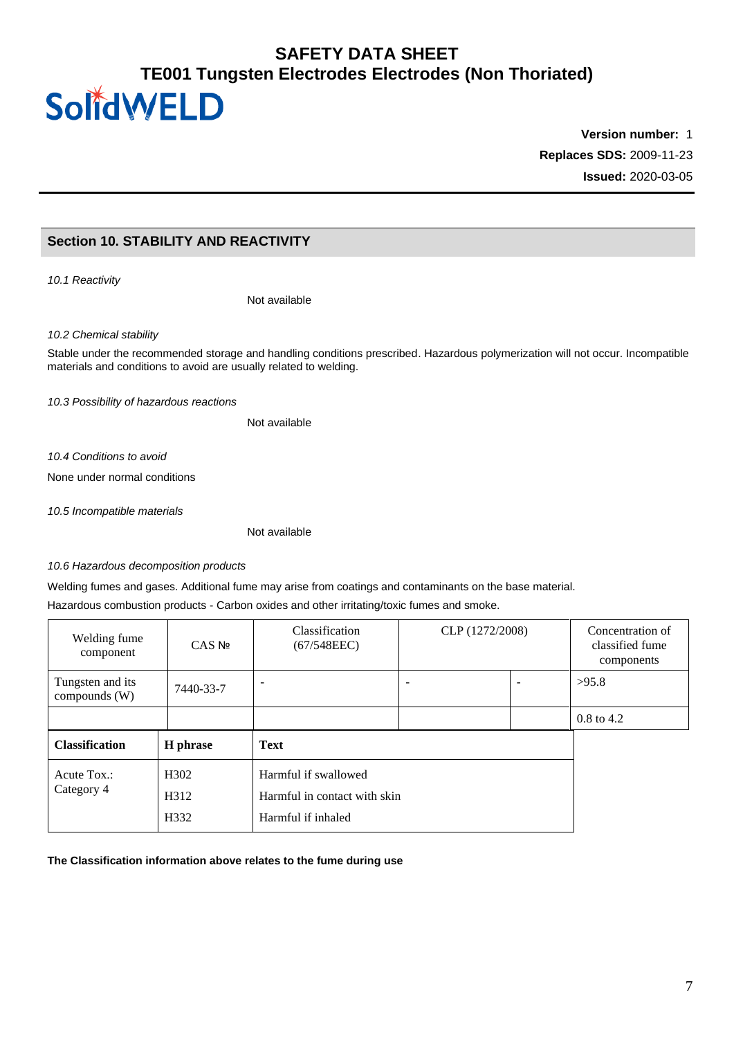## Section 10. STABILITY AND REACTIVITY

*10.1 Reactivity*

Not available

*10.2 Chemical stability*

Stable under the recommended storage and handling conditions prescribed. Hazardous polymerization will not occur. Incompatible materials and conditions to avoid are usually related to welding.

*10.3 Possibility of hazardous reactions*

Not available

*10.4 Conditions to avoid*

None under normal conditions

*10.5 Incompatible materials*

Not available

*10.6 Hazardous decomposition products*

Welding fumes and gases. Additional fume may arise from coatings and contaminants on the base material.

Hazardous combustion products - Carbon oxides and other irritating/toxic fumes and smoke.

| Welding fume component | CAS № | Classification (67/548EEC) | CLP (1272/2008) | | Concentration of classified fume components |
|---|---|---|---|---|---|
| Tungsten and its compounds (W) | 7440-33-7 | - | - | - | >95.8 |
| | | | | | 0.8 to 4.2 |

| Classification | H phrase | Text |
|---|---|---|
| Acute Tox.: Category 4 | H302<br>H312<br>H332 | Harmful if swallowed<br>Harmful in contact with skin<br>Harmful if inhaled |

**The Classification information above relates to the fume during use**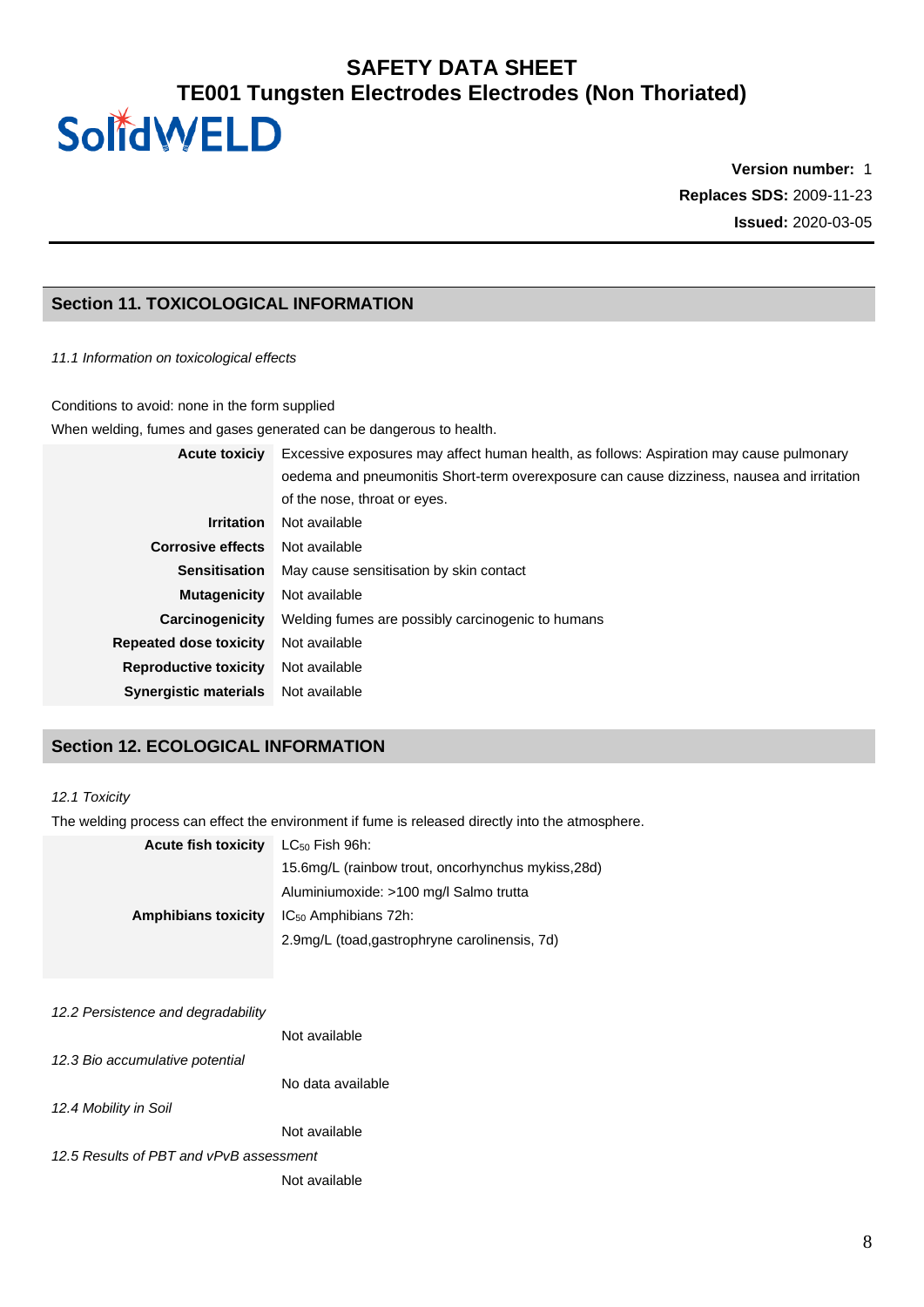# SAFETY DATA SHEET

## TE001 Tungsten Electrodes Electrodes (Non Thoriated)

SolidWELD

**Version number:** 1
**Replaces SDS:** 2009-11-23
**Issued:** 2020-03-05

## Section 11. TOXICOLOGICAL INFORMATION

*11.1 Information on toxicological effects*

Conditions to avoid: none in the form supplied

When welding, fumes and gases generated can be dangerous to health.

| | |
|---|---|
| **Acute toxiciy** | Excessive exposures may affect human health, as follows: Aspiration may cause pulmonary oedema and pneumonitis Short-term overexposure can cause dizziness, nausea and irritation of the nose, throat or eyes. |
| **Irritation** | Not available |
| **Corrosive effects** | Not available |
| **Sensitisation** | May cause sensitisation by skin contact |
| **Mutagenicity** | Not available |
| **Carcinogenicity** | Welding fumes are possibly carcinogenic to humans |
| **Repeated dose toxicity** | Not available |
| **Reproductive toxicity** | Not available |
| **Synergistic materials** | Not available |

## Section 12. ECOLOGICAL INFORMATION

*12.1 Toxicity*

The welding process can effect the environment if fume is released directly into the atmosphere.

| | |
|---|---|
| **Acute fish toxicity** | $LC_{50}$ Fish 96h:<br>15.6mg/L (rainbow trout, oncorhynchus mykiss,28d)<br>Aluminiumoxide: >100 mg/l Salmo trutta |
| **Amphibians toxicity** | $IC_{50}$ Amphibians 72h:<br>2.9mg/L (toad,gastrophryne carolinensis, 7d) |

*12.2 Persistence and degradability*

Not available

*12.3 Bio accumulative potential*

No data available

*12.4 Mobility in Soil*

Not available

*12.5 Results of PBT and vPvB assessment*

Not available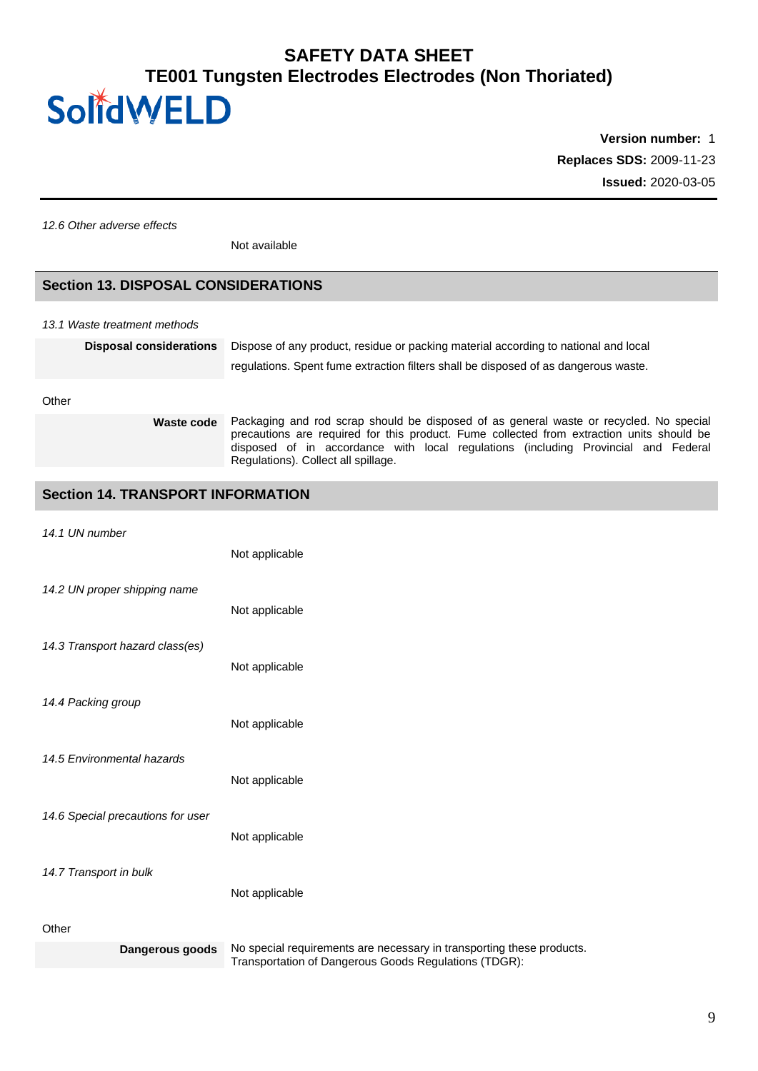*12.6 Other adverse effects*

Not available

## Section 13. DISPOSAL CONSIDERATIONS

*13.1 Waste treatment methods*

| | |
|---|---|
| **Disposal considerations** | Dispose of any product, residue or packing material according to national and local regulations. Spent fume extraction filters shall be disposed of as dangerous waste. |

Other

| | |
|---|---|
| **Waste code** | Packaging and rod scrap should be disposed of as general waste or recycled. No special precautions are required for this product. Fume collected from extraction units should be disposed of in accordance with local regulations (including Provincial and Federal Regulations). Collect all spillage. |

## Section 14. TRANSPORT INFORMATION

*14.1 UN number*

Not applicable

*14.2 UN proper shipping name*

Not applicable

*14.3 Transport hazard class(es)*

Not applicable

*14.4 Packing group*

Not applicable

*14.5 Environmental hazards*

Not applicable

*14.6 Special precautions for user*

Not applicable

*14.7 Transport in bulk*

Not applicable

Other

| | |
|---|---|
| **Dangerous goods** | No special requirements are necessary in transporting these products. Transportation of Dangerous Goods Regulations (TDGR): |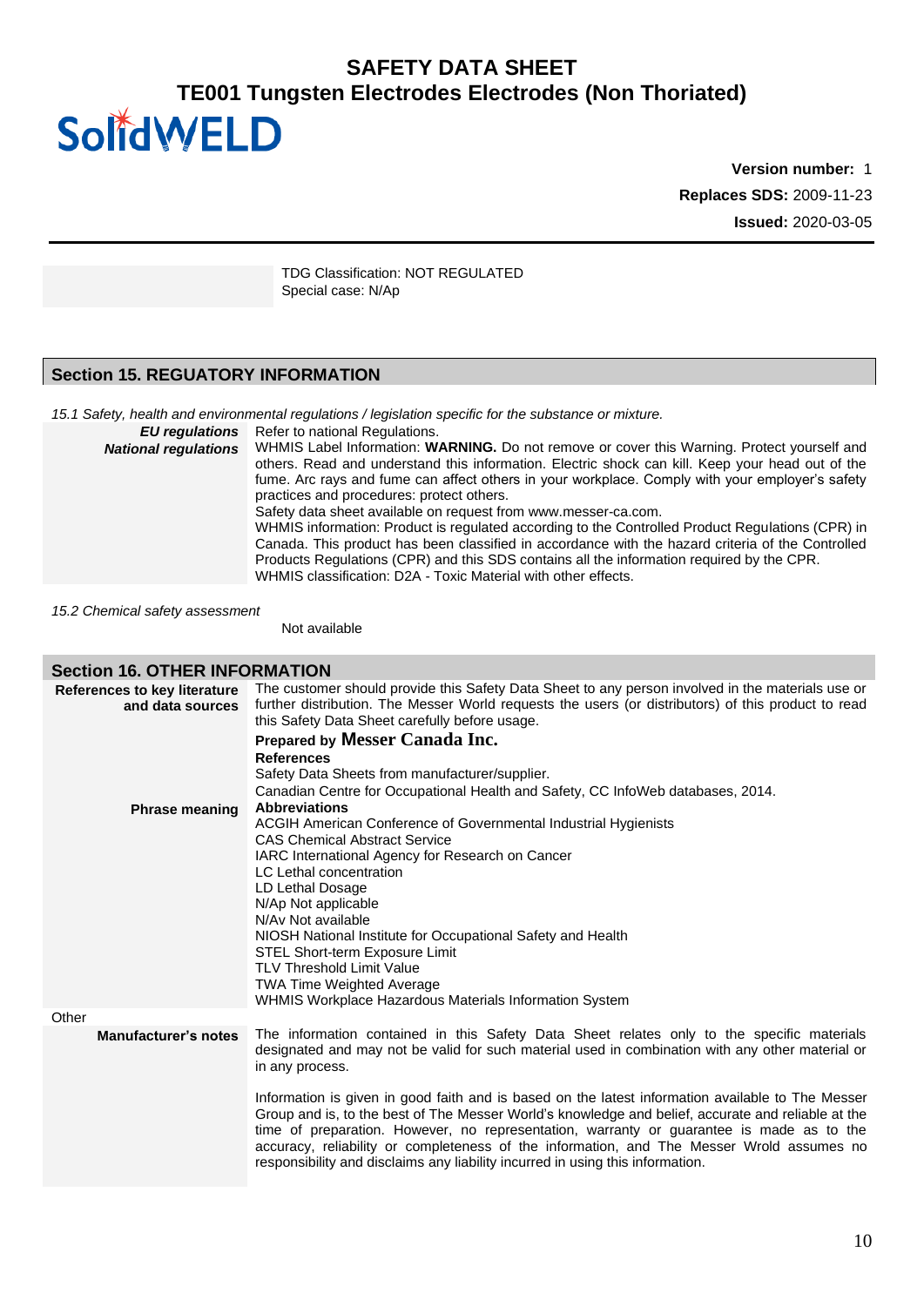TDG Classification: NOT REGULATED
Special case: N/Ap

## Section 15. REGUATORY INFORMATION

*15.1 Safety, health and environmental regulations / legislation specific for the substance or mixture.*

| | |
|---|---|
| ***EU regulations*** | Refer to national Regulations. |
| ***National regulations*** | WHMIS Label Information: **WARNING.** Do not remove or cover this Warning. Protect yourself and others. Read and understand this information. Electric shock can kill. Keep your head out of the fume. Arc rays and fume can affect others in your workplace. Comply with your employer's safety practices and procedures: protect others.<br>Safety data sheet available on request from www.messer-ca.com.<br>WHMIS information: Product is regulated according to the Controlled Product Regulations (CPR) in Canada. This product has been classified in accordance with the hazard criteria of the Controlled Products Regulations (CPR) and this SDS contains all the information required by the CPR.<br>WHMIS classification: D2A - Toxic Material with other effects. |

*15.2 Chemical safety assessment*

Not available

## Section 16. OTHER INFORMATION

| | |
|---|---|
| **References to key literature and data sources** | The customer should provide this Safety Data Sheet to any person involved in the materials use or further distribution. The Messer World requests the users (or distributors) of this product to read this Safety Data Sheet carefully before usage.<br>**Prepared by Messer Canada Inc.**<br>**References**<br>Safety Data Sheets from manufacturer/supplier.<br>Canadian Centre for Occupational Health and Safety, CC InfoWeb databases, 2014. |
| **Phrase meaning** | **Abbreviations**<br>ACGIH American Conference of Governmental Industrial Hygienists<br>CAS Chemical Abstract Service<br>IARC International Agency for Research on Cancer<br>LC Lethal concentration<br>LD Lethal Dosage<br>N/Ap Not applicable<br>N/Av Not available<br>NIOSH National Institute for Occupational Safety and Health<br>STEL Short-term Exposure Limit<br>TLV Threshold Limit Value<br>TWA Time Weighted Average<br>WHMIS Workplace Hazardous Materials Information System |

Other

| | |
|---|---|
| **Manufacturer's notes** | The information contained in this Safety Data Sheet relates only to the specific materials designated and may not be valid for such material used in combination with any other material or in any process.<br><br>Information is given in good faith and is based on the latest information available to The Messer Group and is, to the best of The Messer World's knowledge and belief, accurate and reliable at the time of preparation. However, no representation, warranty or guarantee is made as to the accuracy, reliability or completeness of the information, and The Messer Wrold assumes no responsibility and disclaims any liability incurred in using this information. |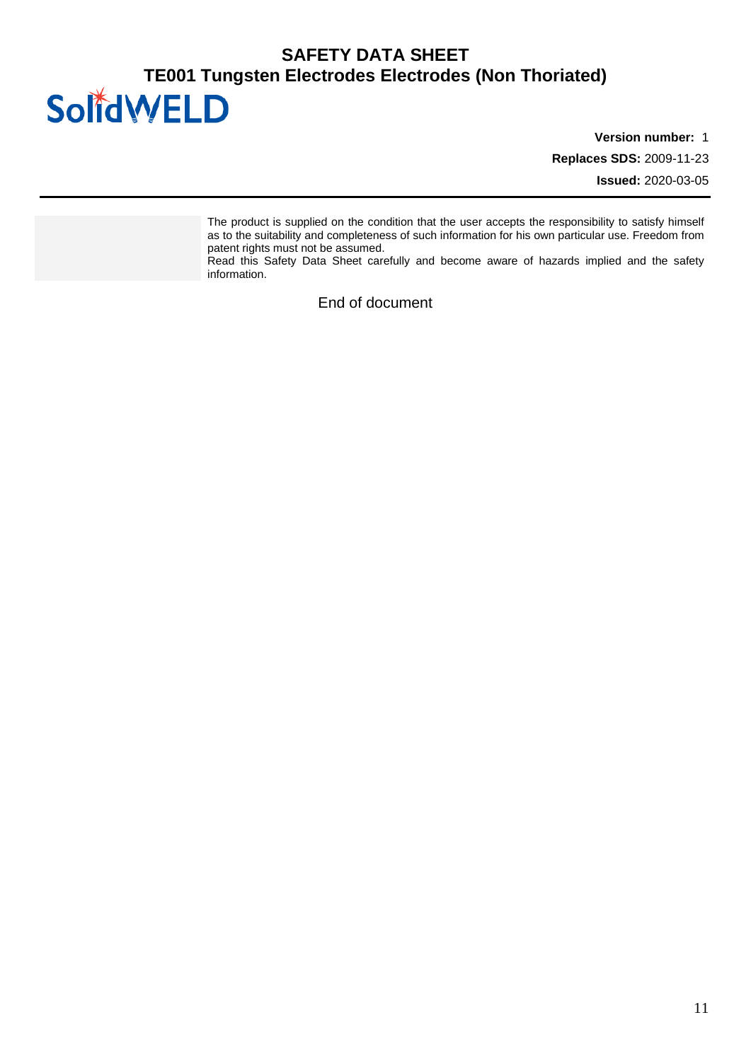The product is supplied on the condition that the user accepts the responsibility to satisfy himself as to the suitability and completeness of such information for his own particular use. Freedom from patent rights must not be assumed.
Read this Safety Data Sheet carefully and become aware of hazards implied and the safety information.

End of document